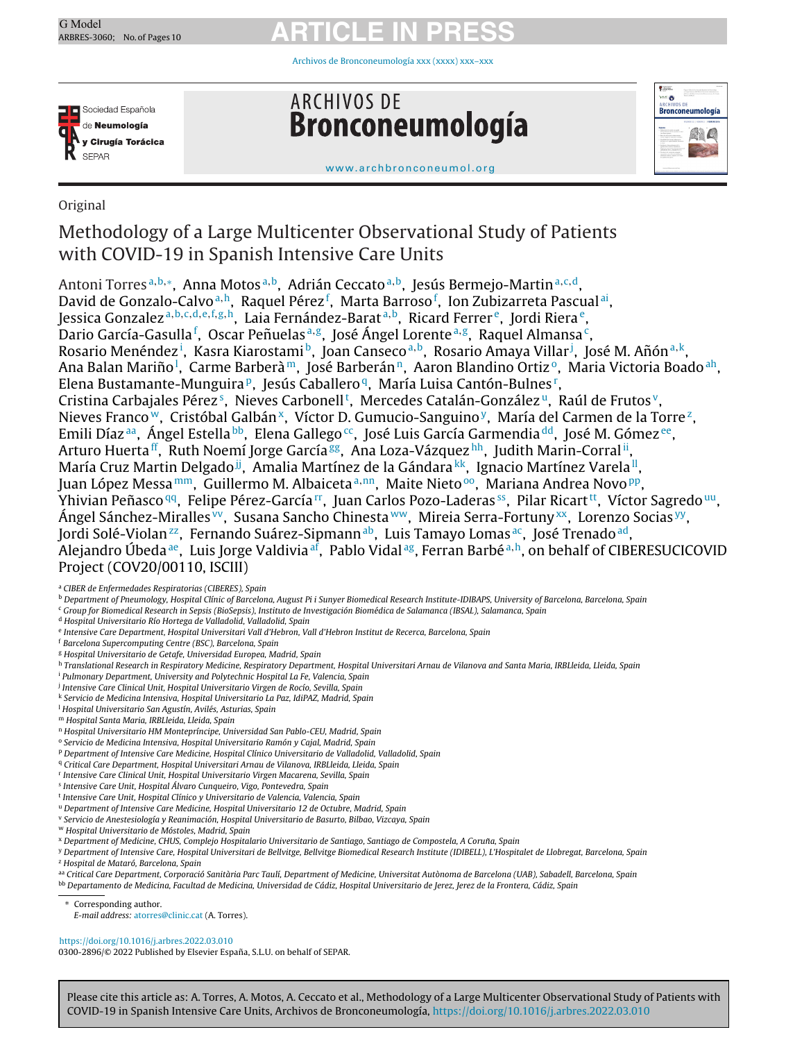Original

# Methodology of a Large Multicenter Observational Study of Patients with COVID-19 in Spanish Intensive Care Units

Antoni Torres[a,b,*], Anna Motos[a,b], Adrián Ceccato[a,b], Jesús Bermejo-Martin[a,c,d], David de Gonzalo-Calvo[a,h], Raquel Pérez[f], Marta Barroso[f], Ion Zubizarreta Pascual[ai], Jessica Gonzalez[a,b,c,d,e,f,g,h], Laia Fernández-Barat[a,b], Ricard Ferrer[e], Jordi Riera[e], Dario García-Gasulla[f], Oscar Peñuelas[a,g], José Ángel Lorente[a,g], Raquel Almansa[c], Rosario Menéndez[i], Kasra Kiarostami[b], Joan Canseco[a,b], Rosario Amaya Villar[j], José M. Añón[a,k], Ana Balan Mariño[l], Carme Barberà[m], José Barberán[n], Aaron Blandino Ortiz[o], Maria Victoria Boado[ah], Elena Bustamante-Munguira[p], Jesús Caballero[q], María Luisa Cantón-Bulnes[r], Cristina Carbajales Pérez[s], Nieves Carbonell[t], Mercedes Catalán-González[u], Raúl de Frutos[v], Nieves Franco[w], Cristóbal Galbán[x], Víctor D. Gumucio-Sanguino[y], María del Carmen de la Torre[z], Emili Díaz[aa], Ángel Estella[bb], Elena Gallego[cc], José Luis García Garmendia[dd], José M. Gómez[ee], Arturo Huerta[ff], Ruth Noemí Jorge García[gg], Ana Loza-Vázquez[hh], Judith Marin-Corral[ii], María Cruz Martin Delgado[jj], Amalia Martínez de la Gándara[kk], Ignacio Martínez Varela[ll], Juan López Messa[mm], Guillermo M. Albaiceta[a,nn], Maite Nieto[oo], Mariana Andrea Novo[pp], Yhivian Peñasco[qq], Felipe Pérez-García[rr], Juan Carlos Pozo-Laderas[ss], Pilar Ricart[tt], Víctor Sagredo[uu], Ángel Sánchez-Miralles[vv], Susana Sancho Chinesta[ww], Mireia Serra-Fortuny[xx], Lorenzo Socias[yy], Jordi Solé-Violan[zz], Fernando Suárez-Sipmann[ab], Luis Tamayo Lomas[ac], José Trenado[ad], Alejandro Úbeda[ae], Luis Jorge Valdivia[af], Pablo Vidal[ag], Ferran Barbé[a,h], on behalf of CIBERESUCICOVID Project (COV20/00110, ISCIII)

[a] CIBER de Enfermedades Respiratorias (CIBERES), Spain
[b] Department of Pneumology, Hospital Clínic of Barcelona, August Pi i Sunyer Biomedical Research Institute-IDIBAPS, University of Barcelona, Barcelona, Spain
[c] Group for Biomedical Research in Sepsis (BioSepsis), Instituto de Investigación Biomédica de Salamanca (IBSAL), Salamanca, Spain
[d] Hospital Universitario Río Hortega de Valladolid, Valladolid, Spain
[e] Intensive Care Department, Hospital Universitari Vall d'Hebron, Vall d'Hebron Institut de Recerca, Barcelona, Spain
[f] Barcelona Supercomputing Centre (BSC), Barcelona, Spain
[g] Hospital Universitario de Getafe, Universidad Europea, Madrid, Spain
[h] Translational Research in Respiratory Medicine, Respiratory Department, Hospital Universitari Arnau de Vilanova and Santa Maria, IRBLleida, Lleida, Spain
[i] Pulmonary Department, University and Polytechnic Hospital La Fe, Valencia, Spain
[j] Intensive Care Clinical Unit, Hospital Universitario Virgen de Rocío, Sevilla, Spain
[k] Servicio de Medicina Intensiva, Hospital Universitario La Paz, IdiPAZ, Madrid, Spain
[l] Hospital Universitario San Agustín, Avilés, Asturias, Spain
[m] Hospital Santa Maria, IRBLleida, Lleida, Spain
[n] Hospital Universitario HM Montepríncipe, Universidad San Pablo-CEU, Madrid, Spain
[o] Servicio de Medicina Intensiva, Hospital Universitario Ramón y Cajal, Madrid, Spain
[p] Department of Intensive Care Medicine, Hospital Clínico Universitario de Valladolid, Valladolid, Spain
[q] Critical Care Department, Hospital Universitari Arnau de Vilanova, IRBLleida, Lleida, Spain
[r] Intensive Care Clinical Unit, Hospital Universitario Virgen Macarena, Sevilla, Spain
[s] Intensive Care Unit, Hospital Álvaro Cunqueiro, Vigo, Pontevedra, Spain
[t] Intensive Care Unit, Hospital Clínico y Universitario de Valencia, Valencia, Spain
[u] Department of Intensive Care Medicine, Hospital Universitario 12 de Octubre, Madrid, Spain
[v] Servicio de Anestesiología y Reanimación, Hospital Universitario de Basurto, Bilbao, Vizcaya, Spain
[w] Hospital Universitario de Móstoles, Madrid, Spain
[x] Department of Medicine, CHUS, Complejo Hospitalario Universitario de Santiago, Santiago de Compostela, A Coruña, Spain
[y] Department of Intensive Care, Hospital Universitari de Bellvitge, Bellvitge Biomedical Research Institute (IDIBELL), L'Hospitalet de Llobregat, Barcelona, Spain
[z] Hospital de Mataró, Barcelona, Spain
[aa] Critical Care Department, Corporació Sanitària Parc Taulí, Department of Medicine, Universitat Autònoma de Barcelona (UAB), Sabadell, Barcelona, Spain
[bb] Departamento de Medicina, Facultad de Medicina, Universidad de Cádiz, Hospital Universitario de Jerez, Jerez de la Frontera, Cádiz, Spain

* Corresponding author.
*E-mail address:* atorres@clinic.cat (A. Torres).

https://doi.org/10.1016/j.arbres.2022.03.010
0300-2896/© 2022 Published by Elsevier España, S.L.U. on behalf of SEPAR.

Please cite this article as: A. Torres, A. Motos, A. Ceccato et al., Methodology of a Large Multicenter Observational Study of Patients with COVID-19 in Spanish Intensive Care Units, Archivos de Bronconeumología, https://doi.org/10.1016/j.arbres.2022.03.010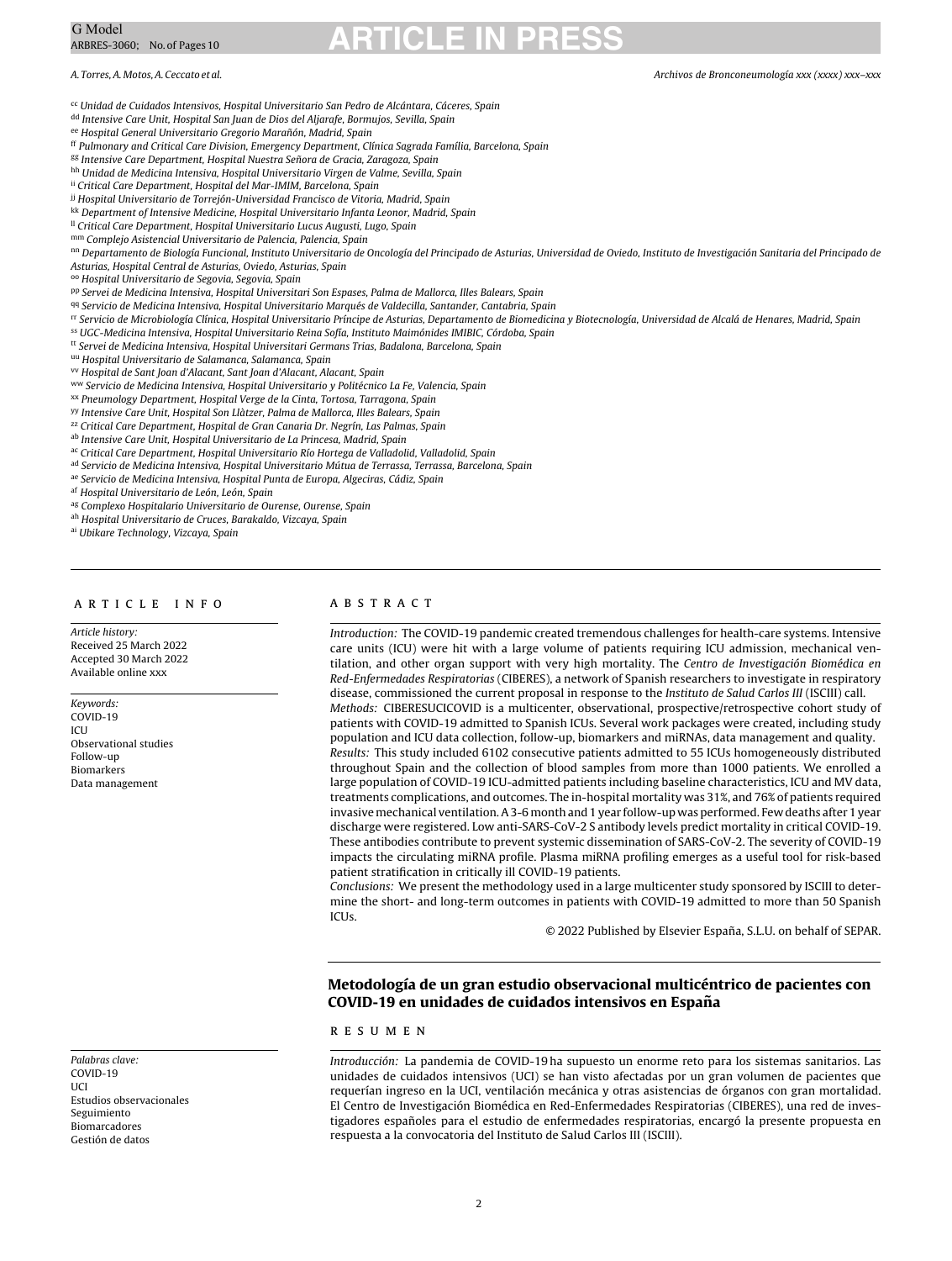[cc] Unidad de Cuidados Intensivos, Hospital Universitario San Pedro de Alcántara, Cáceres, Spain
[dd] Intensive Care Unit, Hospital San Juan de Dios del Aljarafe, Bormujos, Sevilla, Spain
[ee] Hospital General Universitario Gregorio Marañón, Madrid, Spain
[ff] Pulmonary and Critical Care Division, Emergency Department, Clínica Sagrada Família, Barcelona, Spain
[gg] Intensive Care Department, Hospital Nuestra Señora de Gracia, Zaragoza, Spain
[hh] Unidad de Medicina Intensiva, Hospital Universitario Virgen de Valme, Sevilla, Spain
[ii] Critical Care Department, Hospital del Mar-IMIM, Barcelona, Spain
[jj] Hospital Universitario de Torrejón-Universidad Francisco de Vitoria, Madrid, Spain
[kk] Department of Intensive Medicine, Hospital Universitario Infanta Leonor, Madrid, Spain
[ll] Critical Care Department, Hospital Universitario Lucus Augusti, Lugo, Spain
[mm] Complejo Asistencial Universitario de Palencia, Palencia, Spain
[nn] Departamento de Biología Funcional, Instituto Universitario de Oncología del Principado de Asturias, Universidad de Oviedo, Instituto de Investigación Sanitaria del Principado de Asturias, Hospital Central de Asturias, Oviedo, Asturias, Spain
[oo] Hospital Universitario de Segovia, Segovia, Spain
[pp] Servei de Medicina Intensiva, Hospital Universitari Son Espases, Palma de Mallorca, Illes Balears, Spain
[qq] Servicio de Medicina Intensiva, Hospital Universitario Marqués de Valdecilla, Santander, Cantabria, Spain
[rr] Servicio de Microbiología Clínica, Hospital Universitario Príncipe de Asturias, Departamento de Biomedicina y Biotecnología, Universidad de Alcalá de Henares, Madrid, Spain
[ss] UGC-Medicina Intensiva, Hospital Universitario Reina Sofía, Instituto Maimónides IMIBIC, Córdoba, Spain
[tt] Servei de Medicina Intensiva, Hospital Universitari Germans Trias, Badalona, Barcelona, Spain
[uu] Hospital Universitario de Salamanca, Salamanca, Spain
[vv] Hospital de Sant Joan d'Alacant, Sant Joan d'Alacant, Alacant, Spain
[ww] Servicio de Medicina Intensiva, Hospital Universitario y Politécnico La Fe, Valencia, Spain
[xx] Pneumology Department, Hospital Verge de la Cinta, Tortosa, Tarragona, Spain
[yy] Intensive Care Unit, Hospital Son Llàtzer, Palma de Mallorca, Illes Balears, Spain
[zz] Critical Care Department, Hospital de Gran Canaria Dr. Negrín, Las Palmas, Spain
[ab] Intensive Care Unit, Hospital Universitario de La Princesa, Madrid, Spain
[ac] Critical Care Department, Hospital Universitario Río Hortega de Valladolid, Valladolid, Spain
[ad] Servicio de Medicina Intensiva, Hospital Universitario Mútua de Terrassa, Terrassa, Barcelona, Spain
[ae] Servicio de Medicina Intensiva, Hospital Punta de Europa, Algeciras, Cádiz, Spain
[af] Hospital Universitario de León, León, Spain
[ag] Complexo Hospitalario Universitario de Ourense, Ourense, Spain
[ah] Hospital Universitario de Cruces, Barakaldo, Vizcaya, Spain
[ai] Ubikare Technology, Vizcaya, Spain

## ARTICLE INFO

*Article history:*
Received 25 March 2022
Accepted 30 March 2022
Available online xxx

*Keywords:*
COVID-19
ICU
Observational studies
Follow-up
Biomarkers
Data management

## ABSTRACT

*Introduction:* The COVID-19 pandemic created tremendous challenges for health-care systems. Intensive care units (ICU) were hit with a large volume of patients requiring ICU admission, mechanical ventilation, and other organ support with very high mortality. The *Centro de Investigación Biomédica en Red-Enfermedades Respiratorias* (CIBERES), a network of Spanish researchers to investigate in respiratory disease, commissioned the current proposal in response to the *Instituto de Salud Carlos III* (ISCIII) call.

*Methods:* CIBERESUCICOVID is a multicenter, observational, prospective/retrospective cohort study of patients with COVID-19 admitted to Spanish ICUs. Several work packages were created, including study population and ICU data collection, follow-up, biomarkers and miRNAs, data management and quality.

*Results:* This study included 6102 consecutive patients admitted to 55 ICUs homogeneously distributed throughout Spain and the collection of blood samples from more than 1000 patients. We enrolled a large population of COVID-19 ICU-admitted patients including baseline characteristics, ICU and MV data, treatments complications, and outcomes. The in-hospital mortality was 31%, and 76% of patients required invasive mechanical ventilation. A 3-6 month and 1 year follow-up was performed. Few deaths after 1 year discharge were registered. Low anti-SARS-CoV-2 S antibody levels predict mortality in critical COVID-19. These antibodies contribute to prevent systemic dissemination of SARS-CoV-2. The severity of COVID-19 impacts the circulating miRNA profile. Plasma miRNA profiling emerges as a useful tool for risk-based patient stratification in critically ill COVID-19 patients.

*Conclusions:* We present the methodology used in a large multicenter study sponsored by ISCIII to determine the short- and long-term outcomes in patients with COVID-19 admitted to more than 50 Spanish ICUs.

© 2022 Published by Elsevier España, S.L.U. on behalf of SEPAR.

## Metodología de un gran estudio observacional multicéntrico de pacientes con COVID-19 en unidades de cuidados intensivos en España

*Palabras clave:*
COVID-19
UCI
Estudios observacionales
Seguimiento
Biomarcadores
Gestión de datos

## RESUMEN

*Introducción:* La pandemia de COVID-19 ha supuesto un enorme reto para los sistemas sanitarios. Las unidades de cuidados intensivos (UCI) se han visto afectadas por un gran volumen de pacientes que requerían ingreso en la UCI, ventilación mecánica y otras asistencias de órganos con gran mortalidad. El Centro de Investigación Biomédica en Red-Enfermedades Respiratorias (CIBERES), una red de investigadores españoles para el estudio de enfermedades respiratorias, encargó la presente propuesta en respuesta a la convocatoria del Instituto de Salud Carlos III (ISCIII).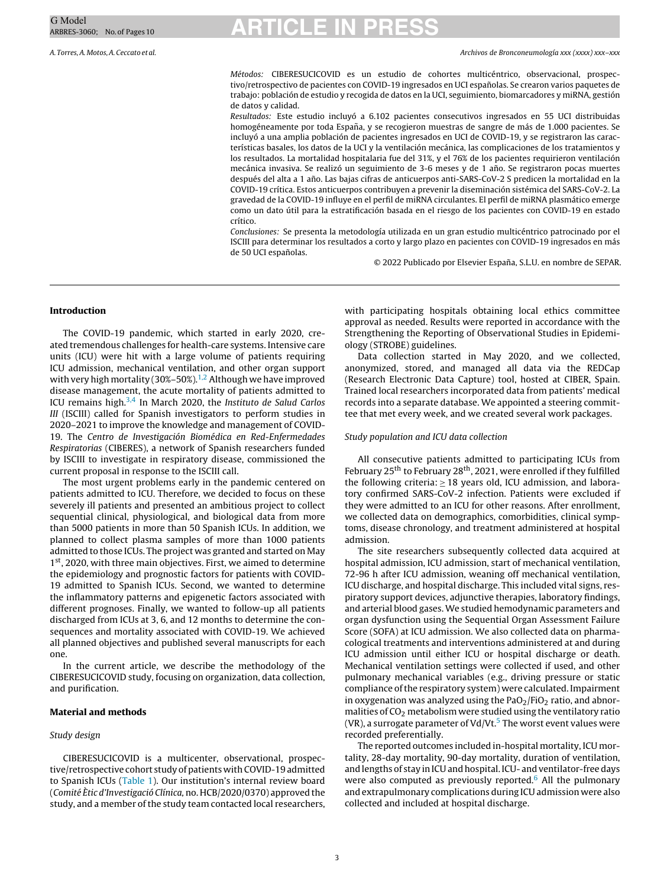*Métodos:* CIBERESUCICOVID es un estudio de cohortes multicéntrico, observacional, prospectivo/retrospectivo de pacientes con COVID-19 ingresados en UCI españolas. Se crearon varios paquetes de trabajo: población de estudio y recogida de datos en la UCI, seguimiento, biomarcadores y miRNA, gestión de datos y calidad.

*Resultados:* Este estudio incluyó a 6.102 pacientes consecutivos ingresados en 55 UCI distribuidas homogéneamente por toda España, y se recogieron muestras de sangre de más de 1.000 pacientes. Se incluyó a una amplia población de pacientes ingresados en UCI de COVID-19, y se registraron las características basales, los datos de la UCI y la ventilación mecánica, las complicaciones de los tratamientos y los resultados. La mortalidad hospitalaria fue del 31%, y el 76% de los pacientes requirieron ventilación mecánica invasiva. Se realizó un seguimiento de 3-6 meses y de 1 año. Se registraron pocas muertes después del alta a 1 año. Las bajas cifras de anticuerpos anti-SARS-CoV-2 S predicen la mortalidad en la COVID-19 crítica. Estos anticuerpos contribuyen a prevenir la diseminación sistémica del SARS-CoV-2. La gravedad de la COVID-19 influye en el perfil de miRNA circulantes. El perfil de miRNA plasmático emerge como un dato útil para la estratificación basada en el riesgo de los pacientes con COVID-19 en estado crítico.

*Conclusiones:* Se presenta la metodología utilizada en un gran estudio multicéntrico patrocinado por el ISCIII para determinar los resultados a corto y largo plazo en pacientes con COVID-19 ingresados en más de 50 UCI españolas.

© 2022 Publicado por Elsevier España, S.L.U. en nombre de SEPAR.

## Introduction

The COVID-19 pandemic, which started in early 2020, created tremendous challenges for health-care systems. Intensive care units (ICU) were hit with a large volume of patients requiring ICU admission, mechanical ventilation, and other organ support with very high mortality (30%–50%).[1,2] Although we have improved disease management, the acute mortality of patients admitted to ICU remains high.[3,4] In March 2020, the *Instituto de Salud Carlos III* (ISCIII) called for Spanish investigators to perform studies in 2020–2021 to improve the knowledge and management of COVID-19. The *Centro de Investigación Biomédica en Red-Enfermedades Respiratorias* (CIBERES), a network of Spanish researchers funded by ISCIII to investigate in respiratory disease, commissioned the current proposal in response to the ISCIII call.

The most urgent problems early in the pandemic centered on patients admitted to ICU. Therefore, we decided to focus on these severely ill patients and presented an ambitious project to collect sequential clinical, physiological, and biological data from more than 5000 patients in more than 50 Spanish ICUs. In addition, we planned to collect plasma samples of more than 1000 patients admitted to those ICUs. The project was granted and started on May 1st, 2020, with three main objectives. First, we aimed to determine the epidemiology and prognostic factors for patients with COVID-19 admitted to Spanish ICUs. Second, we wanted to determine the inflammatory patterns and epigenetic factors associated with different prognoses. Finally, we wanted to follow-up all patients discharged from ICUs at 3, 6, and 12 months to determine the consequences and mortality associated with COVID-19. We achieved all planned objectives and published several manuscripts for each one.

In the current article, we describe the methodology of the CIBERESUCICOVID study, focusing on organization, data collection, and purification.

## Material and methods

### Study design

CIBERESUCICOVID is a multicenter, observational, prospective/retrospective cohort study of patients with COVID-19 admitted to Spanish ICUs (Table 1). Our institution's internal review board (*Comité Ètic d'Investigació Clínica*, no. HCB/2020/0370) approved the study, and a member of the study team contacted local researchers, with participating hospitals obtaining local ethics committee approval as needed. Results were reported in accordance with the Strengthening the Reporting of Observational Studies in Epidemiology (STROBE) guidelines.

Data collection started in May 2020, and we collected, anonymized, stored, and managed all data via the REDCap (Research Electronic Data Capture) tool, hosted at CIBER, Spain. Trained local researchers incorporated data from patients' medical records into a separate database. We appointed a steering committee that met every week, and we created several work packages.

### Study population and ICU data collection

All consecutive patients admitted to participating ICUs from February 25th to February 28th, 2021, were enrolled if they fulfilled the following criteria: ≥ 18 years old, ICU admission, and laboratory confirmed SARS-CoV-2 infection. Patients were excluded if they were admitted to an ICU for other reasons. After enrollment, we collected data on demographics, comorbidities, clinical symptoms, disease chronology, and treatment administered at hospital admission.

The site researchers subsequently collected data acquired at hospital admission, ICU admission, start of mechanical ventilation, 72-96 h after ICU admission, weaning off mechanical ventilation, ICU discharge, and hospital discharge. This included vital signs, respiratory support devices, adjunctive therapies, laboratory findings, and arterial blood gases. We studied hemodynamic parameters and organ dysfunction using the Sequential Organ Assessment Failure Score (SOFA) at ICU admission. We also collected data on pharmacological treatments and interventions administered at and during ICU admission until either ICU or hospital discharge or death. Mechanical ventilation settings were collected if used, and other pulmonary mechanical variables (e.g., driving pressure or static compliance of the respiratory system) were calculated. Impairment in oxygenation was analyzed using the $PaO_2/FiO_2$ ratio, and abnormalities of $CO_2$ metabolism were studied using the ventilatory ratio (VR), a surrogate parameter of Vd/Vt.[5] The worst event values were recorded preferentially.

The reported outcomes included in-hospital mortality, ICU mortality, 28-day mortality, 90-day mortality, duration of ventilation, and lengths of stay in ICU and hospital. ICU- and ventilator-free days were also computed as previously reported.[6] All the pulmonary and extrapulmonary complications during ICU admission were also collected and included at hospital discharge.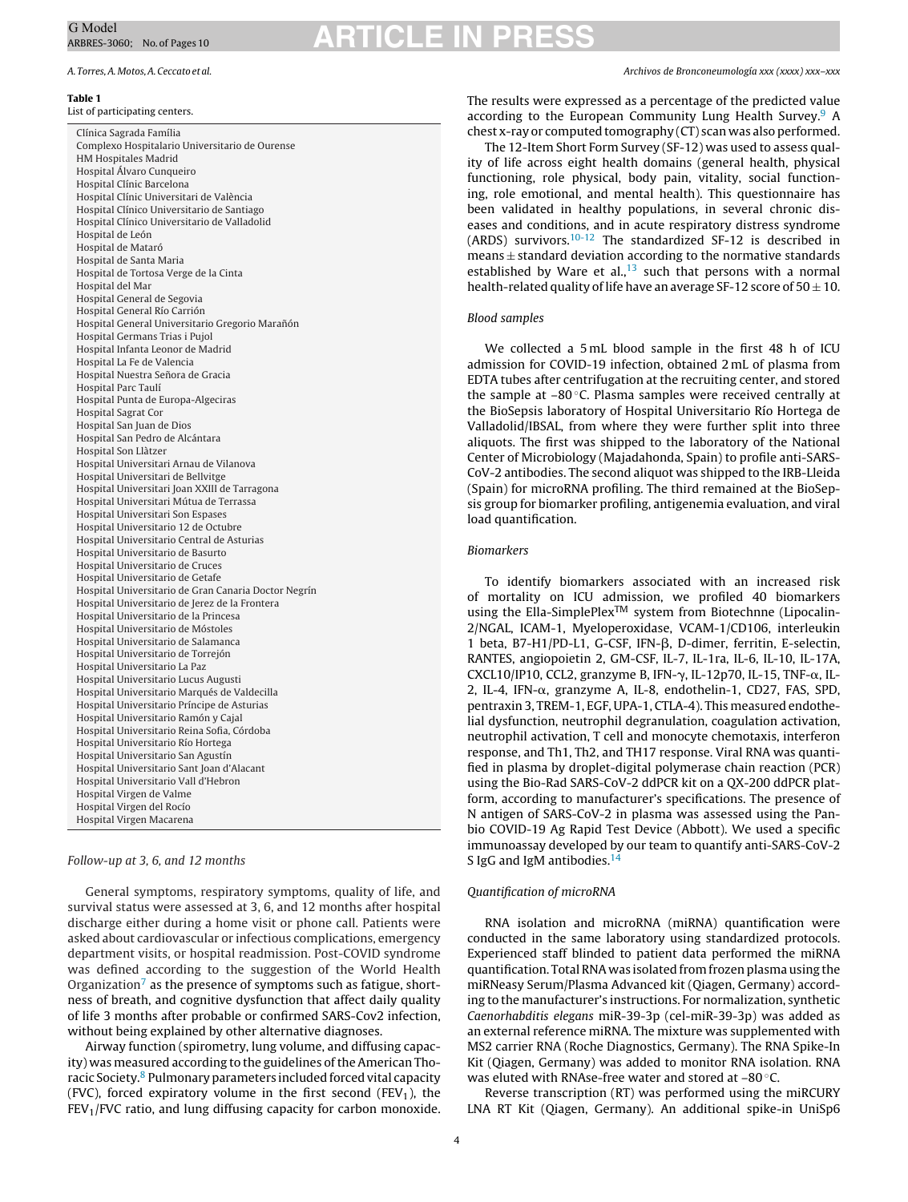**Table 1**
List of participating centers.

| |
|---|
| Clínica Sagrada Família |
| Complexo Hospitalario Universitario de Ourense |
| HM Hospitales Madrid |
| Hospital Álvaro Cunqueiro |
| Hospital Clínic Barcelona |
| Hospital Clínic Universitari de València |
| Hospital Clínico Universitario de Santiago |
| Hospital Clínico Universitario de Valladolid |
| Hospital de León |
| Hospital de Mataró |
| Hospital de Santa Maria |
| Hospital de Tortosa Verge de la Cinta |
| Hospital del Mar |
| Hospital General de Segovia |
| Hospital General Río Carrión |
| Hospital General Universitario Gregorio Marañón |
| Hospital Germans Trias i Pujol |
| Hospital Infanta Leonor de Madrid |
| Hospital La Fe de Valencia |
| Hospital Nuestra Señora de Gracia |
| Hospital Parc Taulí |
| Hospital Punta de Europa-Algeciras |
| Hospital Sagrat Cor |
| Hospital San Juan de Dios |
| Hospital San Pedro de Alcántara |
| Hospital Son Llàtzer |
| Hospital Universitari Arnau de Vilanova |
| Hospital Universitari de Bellvitge |
| Hospital Universitari Joan XXIII de Tarragona |
| Hospital Universitari Mútua de Terrassa |
| Hospital Universitari Son Espases |
| Hospital Universitario 12 de Octubre |
| Hospital Universitario Central de Asturias |
| Hospital Universitario de Basurto |
| Hospital Universitario de Cruces |
| Hospital Universitario de Getafe |
| Hospital Universitario de Gran Canaria Doctor Negrín |
| Hospital Universitario de Jerez de la Frontera |
| Hospital Universitario de la Princesa |
| Hospital Universitario de Móstoles |
| Hospital Universitario de Salamanca |
| Hospital Universitario de Torrejón |
| Hospital Universitario La Paz |
| Hospital Universitario Lucus Augusti |
| Hospital Universitario Marqués de Valdecilla |
| Hospital Universitario Príncipe de Asturias |
| Hospital Universitario Ramón y Cajal |
| Hospital Universitario Reina Sofía, Córdoba |
| Hospital Universitario Río Hortega |
| Hospital Universitario San Agustín |
| Hospital Universitario Sant Joan d'Alacant |
| Hospital Universitario Vall d'Hebron |
| Hospital Virgen de Valme |
| Hospital Virgen del Rocío |
| Hospital Virgen Macarena |

*Follow-up at 3, 6, and 12 months*

General symptoms, respiratory symptoms, quality of life, and survival status were assessed at 3, 6, and 12 months after hospital discharge either during a home visit or phone call. Patients were asked about cardiovascular or infectious complications, emergency department visits, or hospital readmission. Post-COVID syndrome was defined according to the suggestion of the World Health Organization[7] as the presence of symptoms such as fatigue, shortness of breath, and cognitive dysfunction that affect daily quality of life 3 months after probable or confirmed SARS-Cov2 infection, without being explained by other alternative diagnoses.

Airway function (spirometry, lung volume, and diffusing capacity) was measured according to the guidelines of the American Thoracic Society.[8] Pulmonary parameters included forced vital capacity (FVC), forced expiratory volume in the first second ($FEV_1$), the $FEV_1$/FVC ratio, and lung diffusing capacity for carbon monoxide. The results were expressed as a percentage of the predicted value according to the European Community Lung Health Survey.[9] A chest x-ray or computed tomography (CT) scan was also performed.

The 12-Item Short Form Survey (SF-12) was used to assess quality of life across eight health domains (general health, physical functioning, role physical, body pain, vitality, social functioning, role emotional, and mental health). This questionnaire has been validated in healthy populations, in several chronic diseases and conditions, and in acute respiratory distress syndrome (ARDS) survivors.[10-12] The standardized SF-12 is described in means ± standard deviation according to the normative standards established by Ware et al.,[13] such that persons with a normal health-related quality of life have an average SF-12 score of 50 ± 10.

*Blood samples*

We collected a 5 mL blood sample in the first 48 h of ICU admission for COVID-19 infection, obtained 2 mL of plasma from EDTA tubes after centrifugation at the recruiting center, and stored the sample at −80 °C. Plasma samples were received centrally at the BioSepsis laboratory of Hospital Universitario Río Hortega de Valladolid/IBSAL, from where they were further split into three aliquots. The first was shipped to the laboratory of the National Center of Microbiology (Majadahonda, Spain) to profile anti-SARS-CoV-2 antibodies. The second aliquot was shipped to the IRB-Lleida (Spain) for microRNA profiling. The third remained at the BioSepsis group for biomarker profiling, antigenemia evaluation, and viral load quantification.

*Biomarkers*

To identify biomarkers associated with an increased risk of mortality on ICU admission, we profiled 40 biomarkers using the Ella-SimplePlex™ system from Biotechnne (Lipocalin-2/NGAL, ICAM-1, Myeloperoxidase, VCAM-1/CD106, interleukin 1 beta, B7-H1/PD-L1, G-CSF, IFN-β, D-dimer, ferritin, E-selectin, RANTES, angiopoietin 2, GM-CSF, IL-7, IL-1ra, IL-6, IL-10, IL-17A, CXCL10/IP10, CCL2, granzyme B, IFN-γ, IL-12p70, IL-15, TNF-α, IL-2, IL-4, IFN-α, granzyme A, IL-8, endothelin-1, CD27, FAS, SPD, pentraxin 3, TREM-1, EGF, UPA-1, CTLA-4). This measured endothelial dysfunction, neutrophil degranulation, coagulation activation, neutrophil activation, T cell and monocyte chemotaxis, interferon response, and Th1, Th2, and TH17 response. Viral RNA was quantified in plasma by droplet-digital polymerase chain reaction (PCR) using the Bio-Rad SARS-CoV-2 ddPCR kit on a QX-200 ddPCR platform, according to manufacturer's specifications. The presence of N antigen of SARS-CoV-2 in plasma was assessed using the Panbio COVID-19 Ag Rapid Test Device (Abbott). We used a specific immunoassay developed by our team to quantify anti-SARS-CoV-2 S IgG and IgM antibodies.[14]

*Quantification of microRNA*

RNA isolation and microRNA (miRNA) quantification were conducted in the same laboratory using standardized protocols. Experienced staff blinded to patient data performed the miRNA quantification. Total RNA was isolated from frozen plasma using the miRNeasy Serum/Plasma Advanced kit (Qiagen, Germany) according to the manufacturer's instructions. For normalization, synthetic *Caenorhabditis elegans* miR-39-3p (cel-miR-39-3p) was added as an external reference miRNA. The mixture was supplemented with MS2 carrier RNA (Roche Diagnostics, Germany). The RNA Spike-In Kit (Qiagen, Germany) was added to monitor RNA isolation. RNA was eluted with RNAse-free water and stored at −80 °C.

Reverse transcription (RT) was performed using the miRCURY LNA RT Kit (Qiagen, Germany). An additional spike-in UniSp6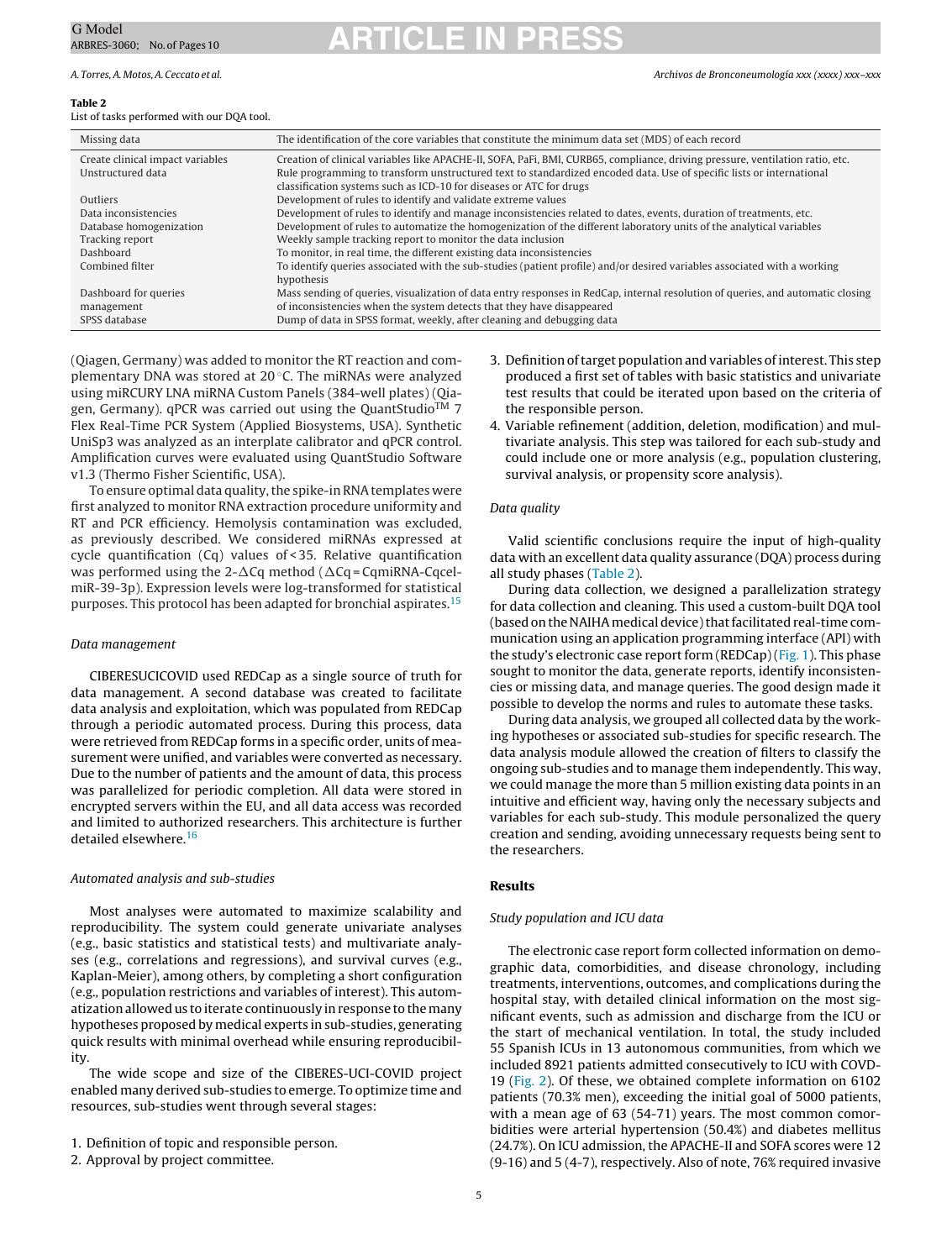**Table 2**
List of tasks performed with our DQA tool.

| Missing data | The identification of the core variables that constitute the minimum data set (MDS) of each record |
| --- | --- |
| Create clinical impact variables | Creation of clinical variables like APACHE-II, SOFA, PaFi, BMI, CURB65, compliance, driving pressure, ventilation ratio, etc. |
| Unstructured data | Rule programming to transform unstructured text to standardized encoded data. Use of specific lists or international classification systems such as ICD-10 for diseases or ATC for drugs |
| Outliers | Development of rules to identify and validate extreme values |
| Data inconsistencies | Development of rules to identify and manage inconsistencies related to dates, events, duration of treatments, etc. |
| Database homogenization | Development of rules to automatize the homogenization of the different laboratory units of the analytical variables |
| Tracking report | Weekly sample tracking report to monitor the data inclusion |
| Dashboard | To monitor, in real time, the different existing data inconsistencies |
| Combined filter | To identify queries associated with the sub-studies (patient profile) and/or desired variables associated with a working hypothesis |
| Dashboard for queries management | Mass sending of queries, visualization of data entry responses in RedCap, internal resolution of queries, and automatic closing of inconsistencies when the system detects that they have disappeared |
| SPSS database | Dump of data in SPSS format, weekly, after cleaning and debugging data |

(Qiagen, Germany) was added to monitor the RT reaction and complementary DNA was stored at 20 °C. The miRNAs were analyzed using miRCURY LNA miRNA Custom Panels (384-well plates) (Qiagen, Germany). qPCR was carried out using the QuantStudio™ 7 Flex Real-Time PCR System (Applied Biosystems, USA). Synthetic UniSp3 was analyzed as an interplate calibrator and qPCR control. Amplification curves were evaluated using QuantStudio Software v1.3 (Thermo Fisher Scientific, USA).

To ensure optimal data quality, the spike-in RNA templates were first analyzed to monitor RNA extraction procedure uniformity and RT and PCR efficiency. Hemolysis contamination was excluded, as previously described. We considered miRNAs expressed at cycle quantification (Cq) values of < 35. Relative quantification was performed using the 2-ΔCq method (ΔCq = CqmiRNA-Cqcel-miR-39-3p). Expression levels were log-transformed for statistical purposes. This protocol has been adapted for bronchial aspirates.[15]

*Data management*

CIBERESUCICOVID used REDCap as a single source of truth for data management. A second database was created to facilitate data analysis and exploitation, which was populated from REDCap through a periodic automated process. During this process, data were retrieved from REDCap forms in a specific order, units of measurement were unified, and variables were converted as necessary. Due to the number of patients and the amount of data, this process was parallelized for periodic completion. All data were stored in encrypted servers within the EU, and all data access was recorded and limited to authorized researchers. This architecture is further detailed elsewhere.[16]

*Automated analysis and sub-studies*

Most analyses were automated to maximize scalability and reproducibility. The system could generate univariate analyses (e.g., basic statistics and statistical tests) and multivariate analyses (e.g., correlations and regressions), and survival curves (e.g., Kaplan-Meier), among others, by completing a short configuration (e.g., population restrictions and variables of interest). This automatization allowed us to iterate continuously in response to the many hypotheses proposed by medical experts in sub-studies, generating quick results with minimal overhead while ensuring reproducibility.

The wide scope and size of the CIBERES-UCI-COVID project enabled many derived sub-studies to emerge. To optimize time and resources, sub-studies went through several stages:

1. Definition of topic and responsible person.
2. Approval by project committee.
3. Definition of target population and variables of interest. This step produced a first set of tables with basic statistics and univariate test results that could be iterated upon based on the criteria of the responsible person.
4. Variable refinement (addition, deletion, modification) and multivariate analysis. This step was tailored for each sub-study and could include one or more analysis (e.g., population clustering, survival analysis, or propensity score analysis).

*Data quality*

Valid scientific conclusions require the input of high-quality data with an excellent data quality assurance (DQA) process during all study phases (Table 2).

During data collection, we designed a parallelization strategy for data collection and cleaning. This used a custom-built DQA tool (based on the NAIHA medical device) that facilitated real-time communication using an application programming interface (API) with the study's electronic case report form (REDCap) (Fig. 1). This phase sought to monitor the data, generate reports, identify inconsistencies or missing data, and manage queries. The good design made it possible to develop the norms and rules to automate these tasks.

During data analysis, we grouped all collected data by the working hypotheses or associated sub-studies for specific research. The data analysis module allowed the creation of filters to classify the ongoing sub-studies and to manage them independently. This way, we could manage the more than 5 million existing data points in an intuitive and efficient way, having only the necessary subjects and variables for each sub-study. This module personalized the query creation and sending, avoiding unnecessary requests being sent to the researchers.

## Results

*Study population and ICU data*

The electronic case report form collected information on demographic data, comorbidities, and disease chronology, including treatments, interventions, outcomes, and complications during the hospital stay, with detailed clinical information on the most significant events, such as admission and discharge from the ICU or the start of mechanical ventilation. In total, the study included 55 Spanish ICUs in 13 autonomous communities, from which we included 8921 patients admitted consecutively to ICU with COVD-19 (Fig. 2). Of these, we obtained complete information on 6102 patients (70.3% men), exceeding the initial goal of 5000 patients, with a mean age of 63 (54-71) years. The most common comorbidities were arterial hypertension (50.4%) and diabetes mellitus (24.7%). On ICU admission, the APACHE-II and SOFA scores were 12 (9-16) and 5 (4-7), respectively. Also of note, 76% required invasive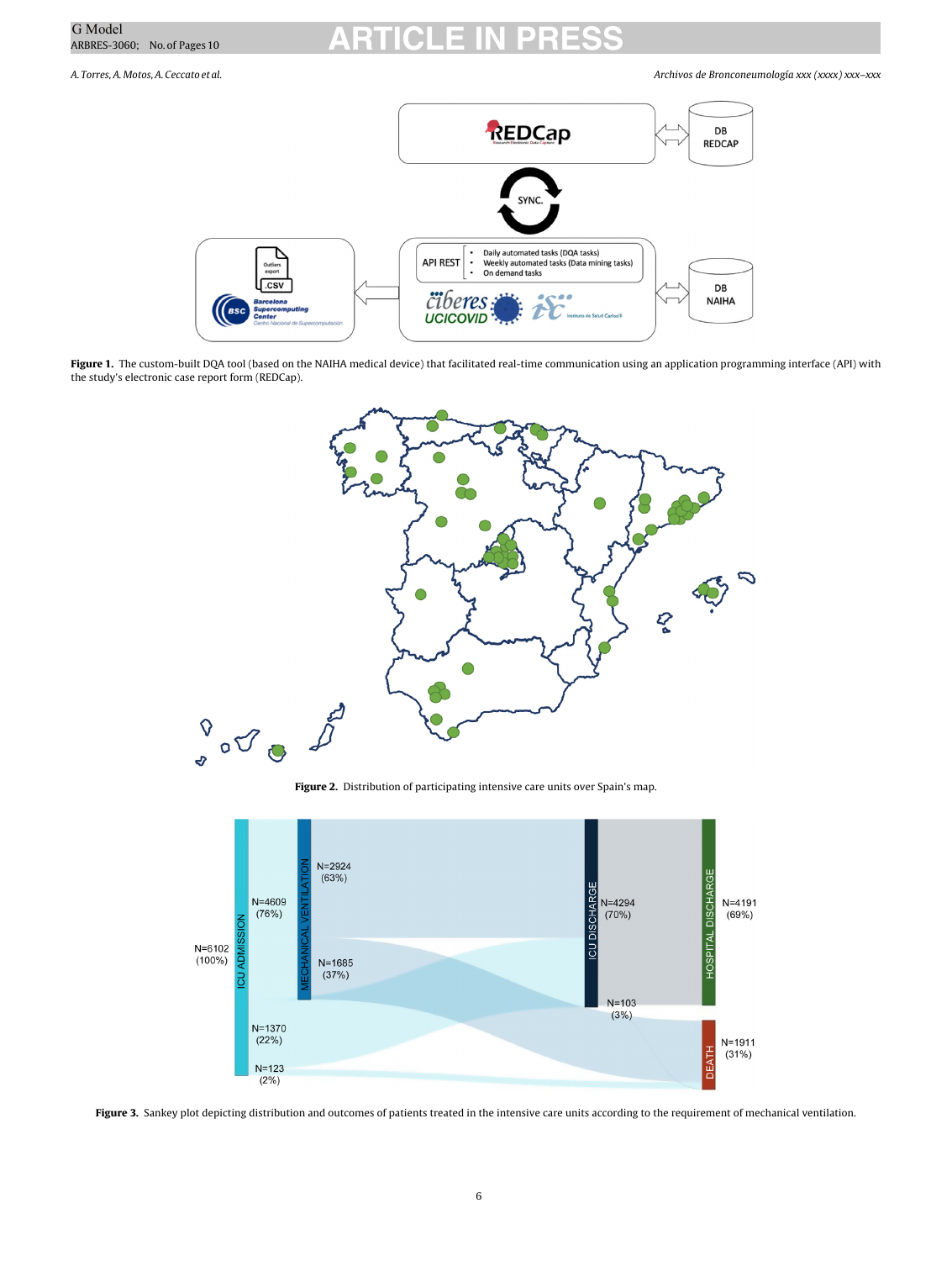**Figure 1.** The custom-built DQA tool (based on the NAIHA medical device) that facilitated real-time communication using an application programming interface (API) with the study's electronic case report form (REDCap).

**Figure 2.** Distribution of participating intensive care units over Spain's map.

**Figure 3.** Sankey plot depicting distribution and outcomes of patients treated in the intensive care units according to the requirement of mechanical ventilation.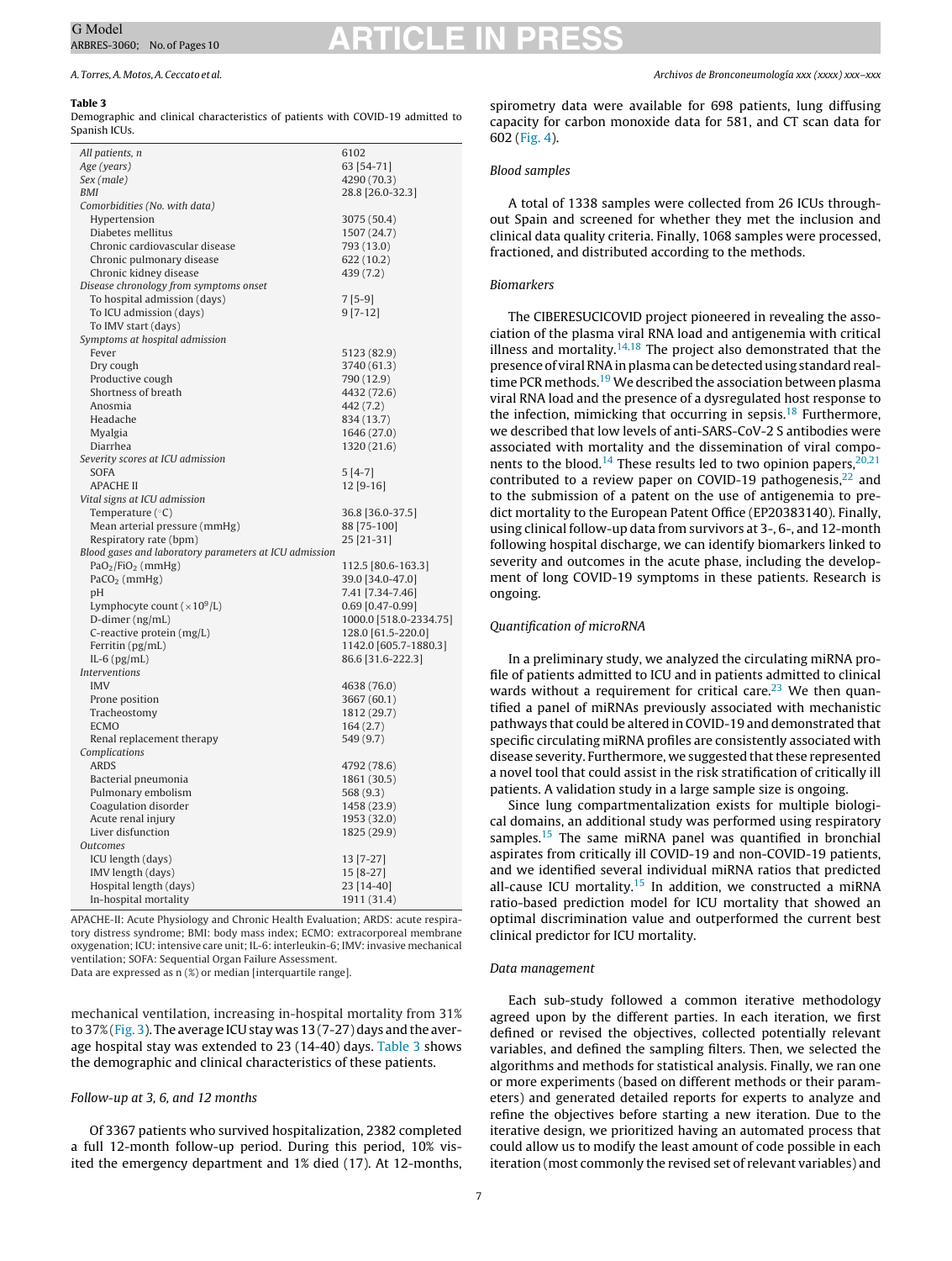**Table 3**
Demographic and clinical characteristics of patients with COVID-19 admitted to Spanish ICUs.

| | |
|---|---|
| *All patients, n* | 6102 |
| *Age (years)* | 63 [54-71] |
| *Sex (male)* | 4290 (70.3) |
| *BMI* | 28.8 [26.0-32.3] |
| *Comorbidities (No. with data)* | |
| Hypertension | 3075 (50.4) |
| Diabetes mellitus | 1507 (24.7) |
| Chronic cardiovascular disease | 793 (13.0) |
| Chronic pulmonary disease | 622 (10.2) |
| Chronic kidney disease | 439 (7.2) |
| *Disease chronology from symptoms onset* | |
| To hospital admission (days) | 7 [5-9] |
| To ICU admission (days) | 9 [7-12] |
| To IMV start (days) | |
| *Symptoms at hospital admission* | |
| Fever | 5123 (82.9) |
| Dry cough | 3740 (61.3) |
| Productive cough | 790 (12.9) |
| Shortness of breath | 4432 (72.6) |
| Anosmia | 442 (7.2) |
| Headache | 834 (13.7) |
| Myalgia | 1646 (27.0) |
| Diarrhea | 1320 (21.6) |
| *Severity scores at ICU admission* | |
| SOFA | 5 [4-7] |
| APACHE II | 12 [9-16] |
| *Vital signs at ICU admission* | |
| Temperature (°C) | 36.8 [36.0-37.5] |
| Mean arterial pressure (mmHg) | 88 [75-100] |
| Respiratory rate (bpm) | 25 [21-31] |
| *Blood gases and laboratory parameters at ICU admission* | |
| $PaO_2/FiO_2$ (mmHg) | 112.5 [80.6-163.3] |
| $PaCO_2$ (mmHg) | 39.0 [34.0-47.0] |
| pH | 7.41 [7.34-7.46] |
| Lymphocyte count ($\times 10^9$/L) | 0.69 [0.47-0.99] |
| D-dimer (ng/mL) | 1000.0 [518.0-2334.75] |
| C-reactive protein (mg/L) | 128.0 [61.5-220.0] |
| Ferritin (pg/mL) | 1142.0 [605.7-1880.3] |
| IL-6 (pg/mL) | 86.6 [31.6-222.3] |
| *Interventions* | |
| IMV | 4638 (76.0) |
| Prone position | 3667 (60.1) |
| Tracheostomy | 1812 (29.7) |
| ECMO | 164 (2.7) |
| Renal replacement therapy | 549 (9.7) |
| *Complications* | |
| ARDS | 4792 (78.6) |
| Bacterial pneumonia | 1861 (30.5) |
| Pulmonary embolism | 568 (9.3) |
| Coagulation disorder | 1458 (23.9) |
| Acute renal injury | 1953 (32.0) |
| Liver disfunction | 1825 (29.9) |
| *Outcomes* | |
| ICU length (days) | 13 [7-27] |
| IMV length (days) | 15 [8-27] |
| Hospital length (days) | 23 [14-40] |
| In-hospital mortality | 1911 (31.4) |

APACHE-II: Acute Physiology and Chronic Health Evaluation; ARDS: acute respiratory distress syndrome; BMI: body mass index; ECMO: extracorporeal membrane oxygenation; ICU: intensive care unit; IL-6: interleukin-6; IMV: invasive mechanical ventilation; SOFA: Sequential Organ Failure Assessment.
Data are expressed as n (%) or median [interquartile range].

mechanical ventilation, increasing in-hospital mortality from 31% to 37% (Fig. 3). The average ICU stay was 13 (7-27) days and the average hospital stay was extended to 23 (14-40) days. Table 3 shows the demographic and clinical characteristics of these patients.

### *Follow-up at 3, 6, and 12 months*

Of 3367 patients who survived hospitalization, 2382 completed a full 12-month follow-up period. During this period, 10% visited the emergency department and 1% died (17). At 12-months, spirometry data were available for 698 patients, lung diffusing capacity for carbon monoxide data for 581, and CT scan data for 602 (Fig. 4).

### *Blood samples*

A total of 1338 samples were collected from 26 ICUs throughout Spain and screened for whether they met the inclusion and clinical data quality criteria. Finally, 1068 samples were processed, fractioned, and distributed according to the methods.

### *Biomarkers*

The CIBERESUCICOVID project pioneered in revealing the association of the plasma viral RNA load and antigenemia with critical illness and mortality.[14,18] The project also demonstrated that the presence of viral RNA in plasma can be detected using standard real-time PCR methods.[19] We described the association between plasma viral RNA load and the presence of a dysregulated host response to the infection, mimicking that occurring in sepsis.[18] Furthermore, we described that low levels of anti-SARS-CoV-2 S antibodies were associated with mortality and the dissemination of viral components to the blood.[14] These results led to two opinion papers,[20,21] contributed to a review paper on COVID-19 pathogenesis,[22] and to the submission of a patent on the use of antigenemia to predict mortality to the European Patent Office (EP20383140). Finally, using clinical follow-up data from survivors at 3-, 6-, and 12-month following hospital discharge, we can identify biomarkers linked to severity and outcomes in the acute phase, including the development of long COVID-19 symptoms in these patients. Research is ongoing.

### *Quantification of microRNA*

In a preliminary study, we analyzed the circulating miRNA profile of patients admitted to ICU and in patients admitted to clinical wards without a requirement for critical care.[23] We then quantified a panel of miRNAs previously associated with mechanistic pathways that could be altered in COVID-19 and demonstrated that specific circulating miRNA profiles are consistently associated with disease severity. Furthermore, we suggested that these represented a novel tool that could assist in the risk stratification of critically ill patients. A validation study in a large sample size is ongoing.

Since lung compartmentalization exists for multiple biological domains, an additional study was performed using respiratory samples.[15] The same miRNA panel was quantified in bronchial aspirates from critically ill COVID-19 and non-COVID-19 patients, and we identified several individual miRNA ratios that predicted all-cause ICU mortality.[15] In addition, we constructed a miRNA ratio-based prediction model for ICU mortality that showed an optimal discrimination value and outperformed the current best clinical predictor for ICU mortality.

### *Data management*

Each sub-study followed a common iterative methodology agreed upon by the different parties. In each iteration, we first defined or revised the objectives, collected potentially relevant variables, and defined the sampling filters. Then, we selected the algorithms and methods for statistical analysis. Finally, we ran one or more experiments (based on different methods or their parameters) and generated detailed reports for experts to analyze and refine the objectives before starting a new iteration. Due to the iterative design, we prioritized having an automated process that could allow us to modify the least amount of code possible in each iteration (most commonly the revised set of relevant variables) and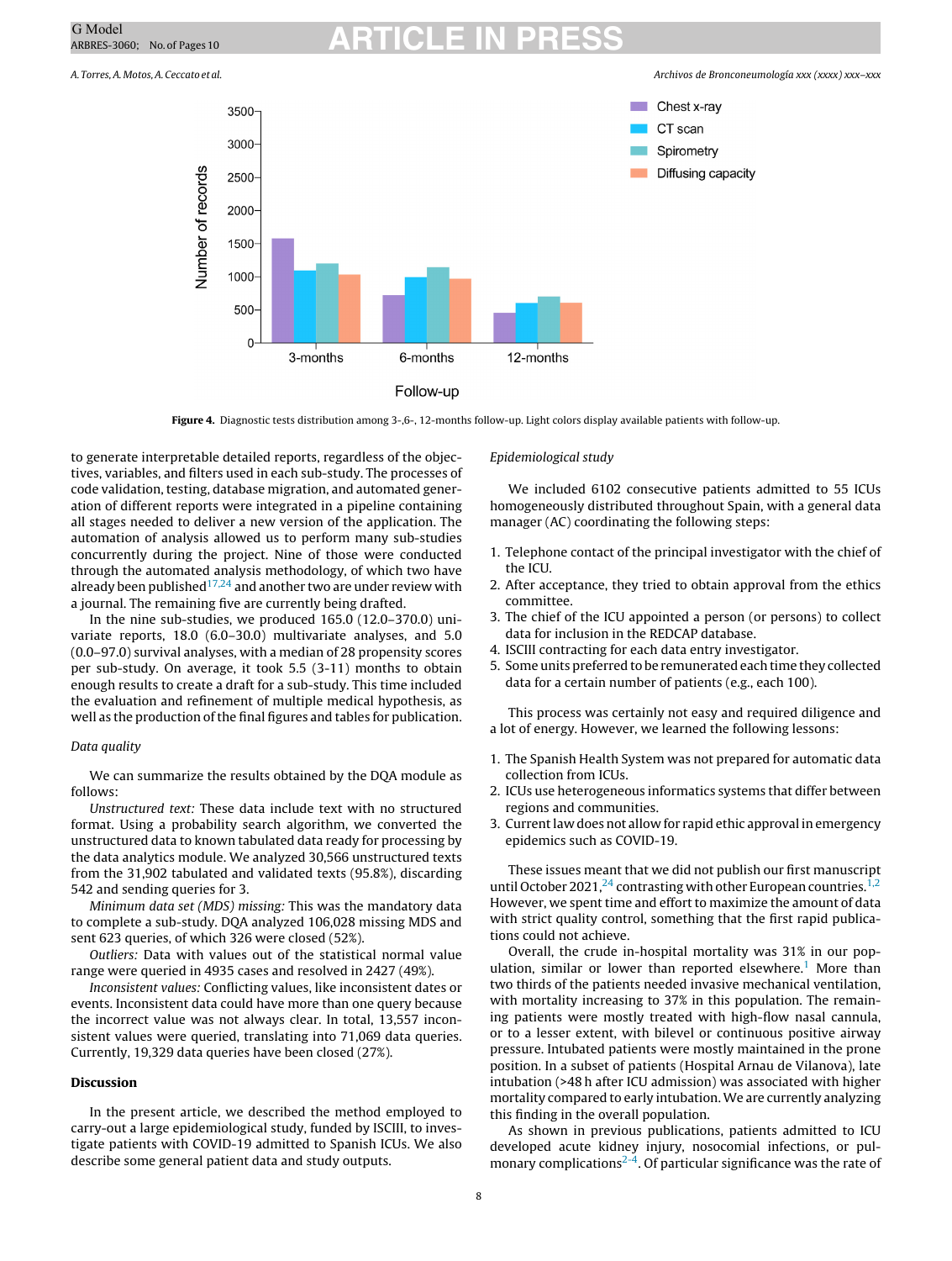Figure 4. Diagnostic tests distribution among 3-,6-, 12-months follow-up. Light colors display available patients with follow-up.

to generate interpretable detailed reports, regardless of the objectives, variables, and filters used in each sub-study. The processes of code validation, testing, database migration, and automated generation of different reports were integrated in a pipeline containing all stages needed to deliver a new version of the application. The automation of analysis allowed us to perform many sub-studies concurrently during the project. Nine of those were conducted through the automated analysis methodology, of which two have already been published[17,24] and another two are under review with a journal. The remaining five are currently being drafted.

In the nine sub-studies, we produced 165.0 (12.0–370.0) univariate reports, 18.0 (6.0–30.0) multivariate analyses, and 5.0 (0.0–97.0) survival analyses, with a median of 28 propensity scores per sub-study. On average, it took 5.5 (3-11) months to obtain enough results to create a draft for a sub-study. This time included the evaluation and refinement of multiple medical hypothesis, as well as the production of the final figures and tables for publication.

*Data quality*

We can summarize the results obtained by the DQA module as follows:

*Unstructured text:* These data include text with no structured format. Using a probability search algorithm, we converted the unstructured data to known tabulated data ready for processing by the data analytics module. We analyzed 30,566 unstructured texts from the 31,902 tabulated and validated texts (95.8%), discarding 542 and sending queries for 3.

*Minimum data set (MDS) missing:* This was the mandatory data to complete a sub-study. DQA analyzed 106,028 missing MDS and sent 623 queries, of which 326 were closed (52%).

*Outliers:* Data with values out of the statistical normal value range were queried in 4935 cases and resolved in 2427 (49%).

*Inconsistent values:* Conflicting values, like inconsistent dates or events. Inconsistent data could have more than one query because the incorrect value was not always clear. In total, 13,557 inconsistent values were queried, translating into 71,069 data queries. Currently, 19,329 data queries have been closed (27%).

## Discussion

In the present article, we described the method employed to carry-out a large epidemiological study, funded by ISCIII, to investigate patients with COVID-19 admitted to Spanish ICUs. We also describe some general patient data and study outputs.

*Epidemiological study*

We included 6102 consecutive patients admitted to 55 ICUs homogeneously distributed throughout Spain, with a general data manager (AC) coordinating the following steps:

1. Telephone contact of the principal investigator with the chief of the ICU.
2. After acceptance, they tried to obtain approval from the ethics committee.
3. The chief of the ICU appointed a person (or persons) to collect data for inclusion in the REDCAP database.
4. ISCIII contracting for each data entry investigator.
5. Some units preferred to be remunerated each time they collected data for a certain number of patients (e.g., each 100).

This process was certainly not easy and required diligence and a lot of energy. However, we learned the following lessons:

1. The Spanish Health System was not prepared for automatic data collection from ICUs.
2. ICUs use heterogeneous informatics systems that differ between regions and communities.
3. Current law does not allow for rapid ethic approval in emergency epidemics such as COVID-19.

These issues meant that we did not publish our first manuscript until October 2021,[24] contrasting with other European countries.[1,2] However, we spent time and effort to maximize the amount of data with strict quality control, something that the first rapid publications could not achieve.

Overall, the crude in-hospital mortality was 31% in our population, similar or lower than reported elsewhere.[1] More than two thirds of the patients needed invasive mechanical ventilation, with mortality increasing to 37% in this population. The remaining patients were mostly treated with high-flow nasal cannula, or to a lesser extent, with bilevel or continuous positive airway pressure. Intubated patients were mostly maintained in the prone position. In a subset of patients (Hospital Arnau de Vilanova), late intubation (>48 h after ICU admission) was associated with higher mortality compared to early intubation. We are currently analyzing this finding in the overall population.

As shown in previous publications, patients admitted to ICU developed acute kidney injury, nosocomial infections, or pulmonary complications[2-4]. Of particular significance was the rate of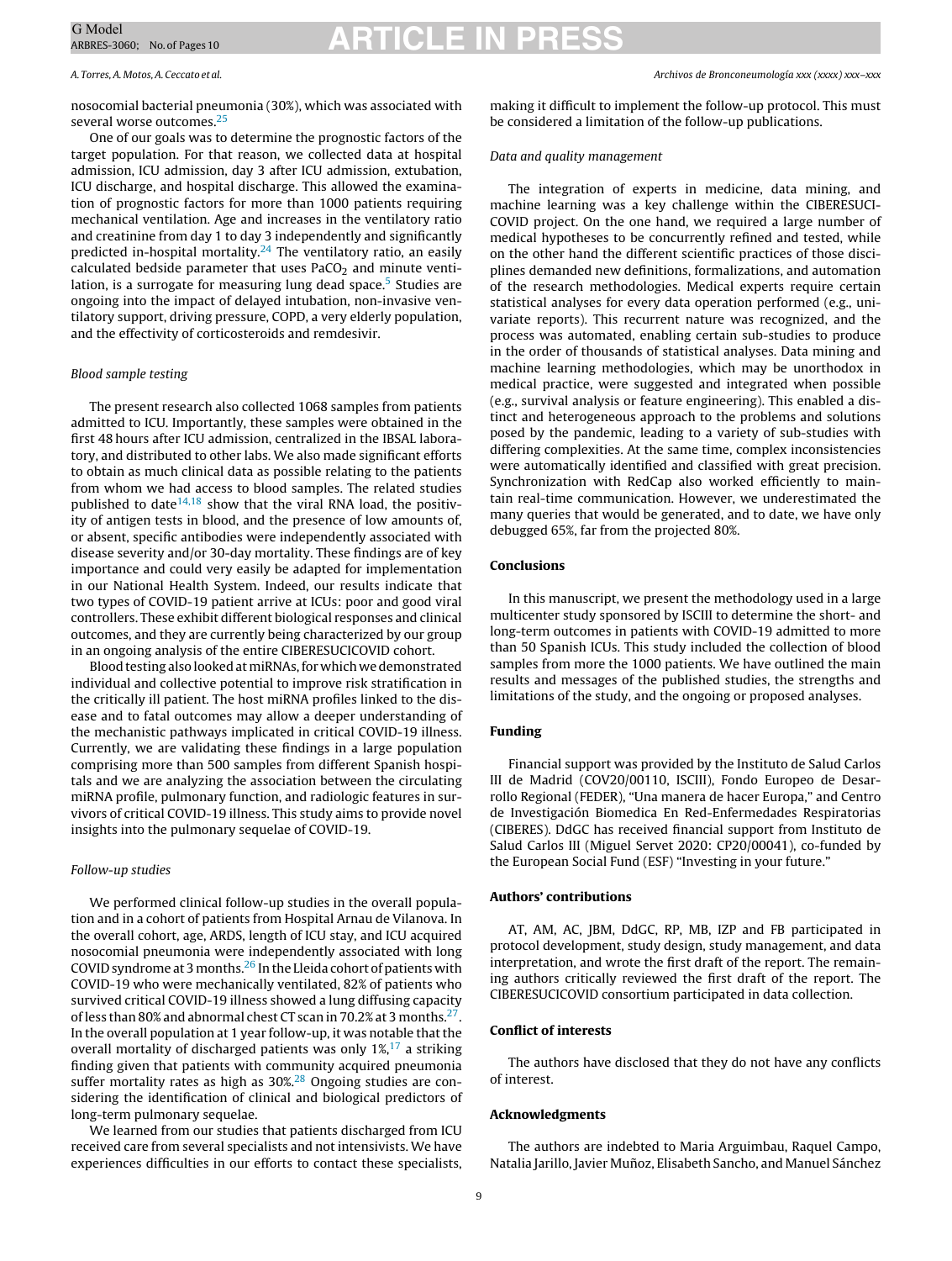nosocomial bacterial pneumonia (30%), which was associated with several worse outcomes.[25]

One of our goals was to determine the prognostic factors of the target population. For that reason, we collected data at hospital admission, ICU admission, day 3 after ICU admission, extubation, ICU discharge, and hospital discharge. This allowed the examination of prognostic factors for more than 1000 patients requiring mechanical ventilation. Age and increases in the ventilatory ratio and creatinine from day 1 to day 3 independently and significantly predicted in-hospital mortality.[24] The ventilatory ratio, an easily calculated bedside parameter that uses $PaCO_2$ and minute ventilation, is a surrogate for measuring lung dead space.[5] Studies are ongoing into the impact of delayed intubation, non-invasive ventilatory support, driving pressure, COPD, a very elderly population, and the effectivity of corticosteroids and remdesivir.

*Blood sample testing*

The present research also collected 1068 samples from patients admitted to ICU. Importantly, these samples were obtained in the first 48 hours after ICU admission, centralized in the IBSAL laboratory, and distributed to other labs. We also made significant efforts to obtain as much clinical data as possible relating to the patients from whom we had access to blood samples. The related studies published to date[14,18] show that the viral RNA load, the positivity of antigen tests in blood, and the presence of low amounts of, or absent, specific antibodies were independently associated with disease severity and/or 30-day mortality. These findings are of key importance and could very easily be adapted for implementation in our National Health System. Indeed, our results indicate that two types of COVID-19 patient arrive at ICUs: poor and good viral controllers. These exhibit different biological responses and clinical outcomes, and they are currently being characterized by our group in an ongoing analysis of the entire CIBERESUCICOVID cohort.

Blood testing also looked at miRNAs, for which we demonstrated individual and collective potential to improve risk stratification in the critically ill patient. The host miRNA profiles linked to the disease and to fatal outcomes may allow a deeper understanding of the mechanistic pathways implicated in critical COVID-19 illness. Currently, we are validating these findings in a large population comprising more than 500 samples from different Spanish hospitals and we are analyzing the association between the circulating miRNA profile, pulmonary function, and radiologic features in survivors of critical COVID-19 illness. This study aims to provide novel insights into the pulmonary sequelae of COVID-19.

*Follow-up studies*

We performed clinical follow-up studies in the overall population and in a cohort of patients from Hospital Arnau de Vilanova. In the overall cohort, age, ARDS, length of ICU stay, and ICU acquired nosocomial pneumonia were independently associated with long COVID syndrome at 3 months.[26] In the Lleida cohort of patients with COVID-19 who were mechanically ventilated, 82% of patients who survived critical COVID-19 illness showed a lung diffusing capacity of less than 80% and abnormal chest CT scan in 70.2% at 3 months.[27]. In the overall population at 1 year follow-up, it was notable that the overall mortality of discharged patients was only 1%,[17] a striking finding given that patients with community acquired pneumonia suffer mortality rates as high as 30%.[28] Ongoing studies are considering the identification of clinical and biological predictors of long-term pulmonary sequelae.

We learned from our studies that patients discharged from ICU received care from several specialists and not intensivists. We have experiences difficulties in our efforts to contact these specialists, making it difficult to implement the follow-up protocol. This must be considered a limitation of the follow-up publications.

*Data and quality management*

The integration of experts in medicine, data mining, and machine learning was a key challenge within the CIBERESUCICOVID project. On the one hand, we required a large number of medical hypotheses to be concurrently refined and tested, while on the other hand the different scientific practices of those disciplines demanded new definitions, formalizations, and automation of the research methodologies. Medical experts require certain statistical analyses for every data operation performed (e.g., univariate reports). This recurrent nature was recognized, and the process was automated, enabling certain sub-studies to produce in the order of thousands of statistical analyses. Data mining and machine learning methodologies, which may be unorthodox in medical practice, were suggested and integrated when possible (e.g., survival analysis or feature engineering). This enabled a distinct and heterogeneous approach to the problems and solutions posed by the pandemic, leading to a variety of sub-studies with differing complexities. At the same time, complex inconsistencies were automatically identified and classified with great precision. Synchronization with RedCap also worked efficiently to maintain real-time communication. However, we underestimated the many queries that would be generated, and to date, we have only debugged 65%, far from the projected 80%.

## Conclusions

In this manuscript, we present the methodology used in a large multicenter study sponsored by ISCIII to determine the short- and long-term outcomes in patients with COVID-19 admitted to more than 50 Spanish ICUs. This study included the collection of blood samples from more the 1000 patients. We have outlined the main results and messages of the published studies, the strengths and limitations of the study, and the ongoing or proposed analyses.

## Funding

Financial support was provided by the Instituto de Salud Carlos III de Madrid (COV20/00110, ISCIII), Fondo Europeo de Desarrollo Regional (FEDER), "Una manera de hacer Europa," and Centro de Investigación Biomedica En Red-Enfermedades Respiratorias (CIBERES). DdGC has received financial support from Instituto de Salud Carlos III (Miguel Servet 2020: CP20/00041), co-funded by the European Social Fund (ESF) "Investing in your future."

## Authors' contributions

AT, AM, AC, JBM, DdGC, RP, MB, IZP and FB participated in protocol development, study design, study management, and data interpretation, and wrote the first draft of the report. The remaining authors critically reviewed the first draft of the report. The CIBERESUCICOVID consortium participated in data collection.

## Conflict of interests

The authors have disclosed that they do not have any conflicts of interest.

## Acknowledgments

The authors are indebted to Maria Arguimbau, Raquel Campo, Natalia Jarillo, Javier Muñoz, Elisabeth Sancho, and Manuel Sánchez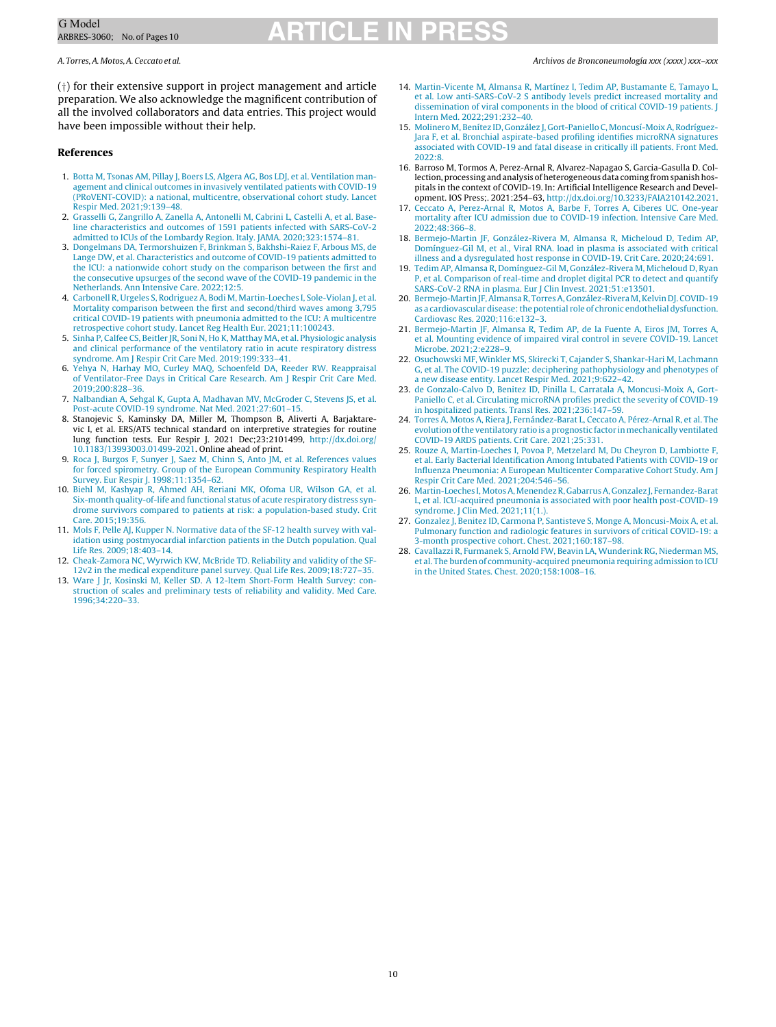(†) for their extensive support in project management and article preparation. We also acknowledge the magnificent contribution of all the involved collaborators and data entries. This project would have been impossible without their help.

## References

1. Botta M, Tsonas AM, Pillay J, Boers LS, Algera AG, Bos LDJ, et al. Ventilation management and clinical outcomes in invasively ventilated patients with COVID-19 (PRoVENT-COVID): a national, multicentre, observational cohort study. Lancet Respir Med. 2021;9:139–48.
2. Grasselli G, Zangrillo A, Zanella A, Antonelli M, Cabrini L, Castelli A, et al. Baseline characteristics and outcomes of 1591 patients infected with SARS-CoV-2 admitted to ICUs of the Lombardy Region. Italy. JAMA. 2020;323:1574–81.
3. Dongelmans DA, Termorshuizen F, Brinkman S, Bakhshi-Raiez F, Arbous MS, de Lange DW, et al. Characteristics and outcome of COVID-19 patients admitted to the ICU: a nationwide cohort study on the comparison between the first and the consecutive upsurges of the second wave of the COVID-19 pandemic in the Netherlands. Ann Intensive Care. 2022;12:5.
4. Carbonell R, Urgeles S, Rodriguez A, Bodi M, Martin-Loeches I, Sole-Violan J, et al. Mortality comparison between the first and second/third waves among 3,795 critical COVID-19 patients with pneumonia admitted to the ICU: A multicentre retrospective cohort study. Lancet Reg Health Eur. 2021;11:100243.
5. Sinha P, Calfee CS, Beitler JR, Soni N, Ho K, Matthay MA, et al. Physiologic analysis and clinical performance of the ventilatory ratio in acute respiratory distress syndrome. Am J Respir Crit Care Med. 2019;199:333–41.
6. Yehya N, Harhay MO, Curley MAQ, Schoenfeld DA, Reeder RW. Reappraisal of Ventilator-Free Days in Critical Care Research. Am J Respir Crit Care Med. 2019;200:828–36.
7. Nalbandian A, Sehgal K, Gupta A, Madhavan MV, McGroder C, Stevens JS, et al. Post-acute COVID-19 syndrome. Nat Med. 2021;27:601–15.
8. Stanojevic S, Kaminsky DA, Miller M, Thompson B, Aliverti A, Barjaktarevic I, et al. ERS/ATS technical standard on interpretive strategies for routine lung function tests. Eur Respir J. 2021 Dec;23:2101499, http://dx.doi.org/10.1183/13993003.01499-2021. Online ahead of print.
9. Roca J, Burgos F, Sunyer J, Saez M, Chinn S, Anto JM, et al. References values for forced spirometry. Group of the European Community Respiratory Health Survey. Eur Respir J. 1998;11:1354–62.
10. Biehl M, Kashyap R, Ahmed AH, Reriani MK, Ofoma UR, Wilson GA, et al. Six-month quality-of-life and functional status of acute respiratory distress syndrome survivors compared to patients at risk: a population-based study. Crit Care. 2015;19:356.
11. Mols F, Pelle AJ, Kupper N. Normative data of the SF-12 health survey with validation using postmyocardial infarction patients in the Dutch population. Qual Life Res. 2009;18:403–14.
12. Cheak-Zamora NC, Wyrwich KW, McBride TD. Reliability and validity of the SF-12v2 in the medical expenditure panel survey. Qual Life Res. 2009;18:727–35.
13. Ware J Jr, Kosinski M, Keller SD. A 12-Item Short-Form Health Survey: construction of scales and preliminary tests of reliability and validity. Med Care. 1996;34:220–33.
14. Martin-Vicente M, Almansa R, Martínez I, Tedim AP, Bustamante E, Tamayo L, et al. Low anti-SARS-CoV-2 S antibody levels predict increased mortality and dissemination of viral components in the blood of critical COVID-19 patients. J Intern Med. 2022;291:232–40.
15. Molinero M, Benítez ID, González J, Gort-Paniello C, Moncusí-Moix A, Rodríguez-Jara F, et al. Bronchial aspirate-based profiling identifies microRNA signatures associated with COVID-19 and fatal disease in critically ill patients. Front Med. 2022:8.
16. Barroso M, Tormos A, Perez-Arnal R, Alvarez-Napagao S, Garcia-Gasulla D. Collection, processing and analysis of heterogeneous data coming from spanish hospitals in the context of COVID-19. In: Artificial Intelligence Research and Development. IOS Press;. 2021:254–63, http://dx.doi.org/10.3233/FAIA210142.2021.
17. Ceccato A, Perez-Arnal R, Motos A, Barbe F, Torres A, Ciberes UC. One-year mortality after ICU admission due to COVID-19 infection. Intensive Care Med. 2022;48:366–8.
18. Bermejo-Martin JF, González-Rivera M, Almansa R, Micheloud D, Tedim AP, Domínguez-Gil M, et al., Viral RNA. load in plasma is associated with critical illness and a dysregulated host response in COVID-19. Crit Care. 2020;24:691.
19. Tedim AP, Almansa R, Domínguez-Gil M, González-Rivera M, Micheloud D, Ryan P, et al. Comparison of real-time and droplet digital PCR to detect and quantify SARS-CoV-2 RNA in plasma. Eur J Clin Invest. 2021;51:e13501.
20. Bermejo-Martin JF, Almansa R, Torres A, González-Rivera M, Kelvin DJ. COVID-19 as a cardiovascular disease: the potential role of chronic endothelial dysfunction. Cardiovasc Res. 2020;116:e132–3.
21. Bermejo-Martin JF, Almansa R, Tedim AP, de la Fuente A, Eiros JM, Torres A, et al. Mounting evidence of impaired viral control in severe COVID-19. Lancet Microbe. 2021;2:e228–9.
22. Osuchowski MF, Winkler MS, Skirecki T, Cajander S, Shankar-Hari M, Lachmann G, et al. The COVID-19 puzzle: deciphering pathophysiology and phenotypes of a new disease entity. Lancet Respir Med. 2021;9:622–42.
23. de Gonzalo-Calvo D, Benitez ID, Pinilla L, Carratala A, Moncusi-Moix A, Gort-Paniello C, et al. Circulating microRNA profiles predict the severity of COVID-19 in hospitalized patients. Transl Res. 2021;236:147–59.
24. Torres A, Motos A, Riera J, Fernández-Barat L, Ceccato A, Pérez-Arnal R, et al. The evolution of the ventilatory ratio is a prognostic factor in mechanically ventilated COVID-19 ARDS patients. Crit Care. 2021;25:331.
25. Rouze A, Martin-Loeches I, Povoa P, Metzelard M, Du Cheyron D, Lambiotte F, et al. Early Bacterial Identification Among Intubated Patients with COVID-19 or Influenza Pneumonia: A European Multicenter Comparative Cohort Study. Am J Respir Crit Care Med. 2021;204:546–56.
26. Martin-Loeches I, Motos A, Menendez R, Gabarrus A, Gonzalez J, Fernandez-Barat L, et al. ICU-acquired pneumonia is associated with poor health post-COVID-19 syndrome. J Clin Med. 2021;11(1.).
27. Gonzalez J, Benitez ID, Carmona P, Santisteve S, Monge A, Moncusi-Moix A, et al. Pulmonary function and radiologic features in survivors of critical COVID-19: a 3-month prospective cohort. Chest. 2021;160:187–98.
28. Cavallazzi R, Furmanek S, Arnold FW, Beavin LA, Wunderink RG, Niederman MS, et al. The burden of community-acquired pneumonia requiring admission to ICU in the United States. Chest. 2020;158:1008–16.